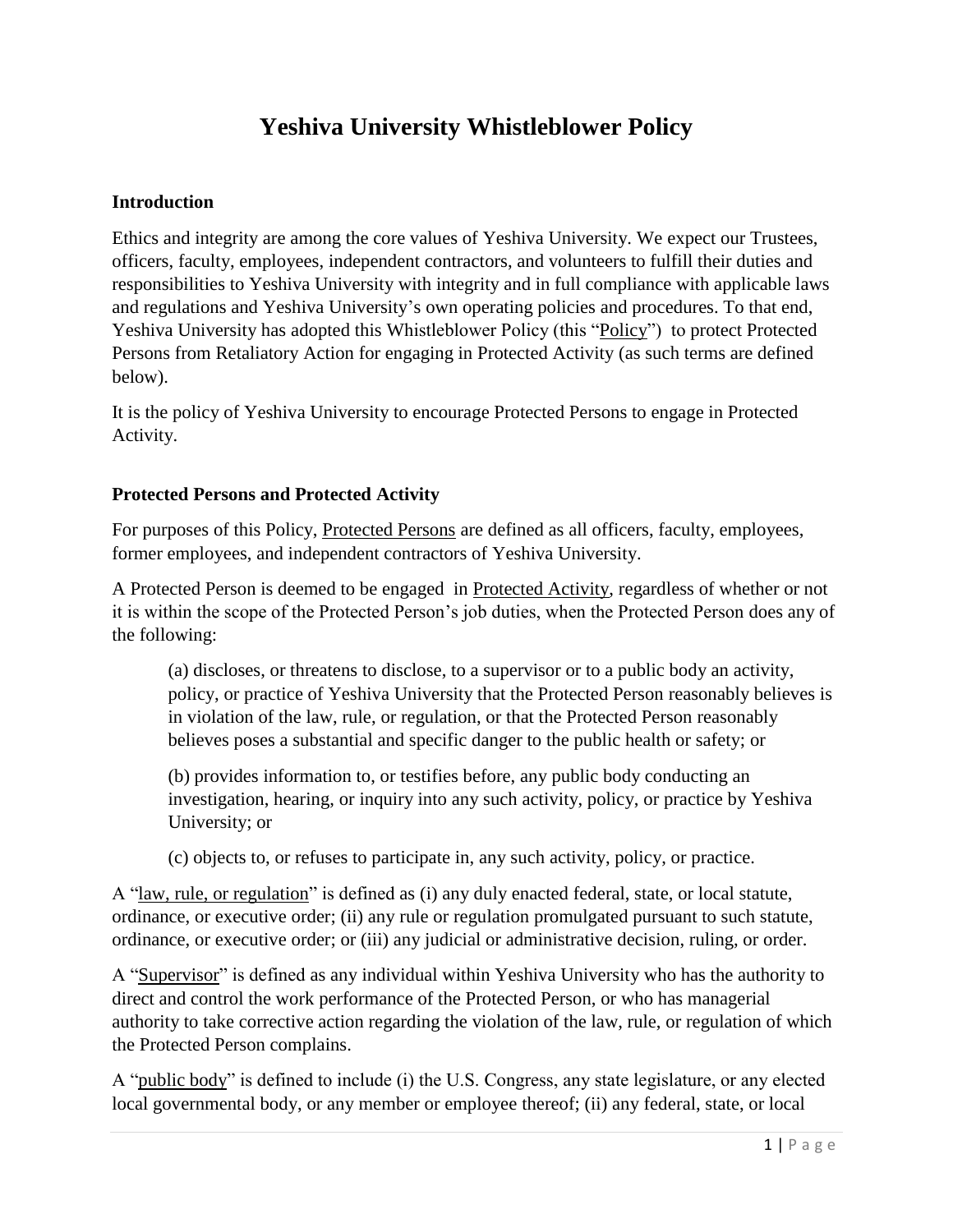# Yeshiva University Whistleblower Policy

## Introduction

Ethics and integrity are among the core values of Yeshiva University. We expect our Trustees, officers, faculty, employees, independent contractors, and volunteers to fulfill their duties and responsibilities to Yeshiva University with integrity and in full compliance with applicable laws and regulations and Yeshiva University's own operating policies and procedures. To that end, Yeshiva University has adopted this Whistleblower Policy (this "Policy") to protect Protected Persons from Retaliatory Action for engaging in Protected Activity (as such terms are defined below).

It is the policy of Yeshiva University to encourage Protected Persons to engage in Protected Activity.

## Protected Persons and Protected Activity

For purposes of this Policy, Protected Persons are defined as all officers, faculty, employees, former employees, and independent contractors of Yeshiva University.

A Protected Person is deemed to be engaged in Protected Activity, regardless of whether or not it is within the scope of the Protected Person's job duties, when the Protected Person does any of the following:

> (a) discloses, or threatens to disclose, to a supervisor or to a public body an activity, policy, or practice of Yeshiva University that the Protected Person reasonably believes is in violation of the law, rule, or regulation, or that the Protected Person reasonably believes poses a substantial and specific danger to the public health or safety; or
>
> (b) provides information to, or testifies before, any public body conducting an investigation, hearing, or inquiry into any such activity, policy, or practice by Yeshiva University; or
>
> (c) objects to, or refuses to participate in, any such activity, policy, or practice.

A "law, rule, or regulation" is defined as (i) any duly enacted federal, state, or local statute, ordinance, or executive order; (ii) any rule or regulation promulgated pursuant to such statute, ordinance, or executive order; or (iii) any judicial or administrative decision, ruling, or order.

A "Supervisor" is defined as any individual within Yeshiva University who has the authority to direct and control the work performance of the Protected Person, or who has managerial authority to take corrective action regarding the violation of the law, rule, or regulation of which the Protected Person complains.

A "public body" is defined to include (i) the U.S. Congress, any state legislature, or any elected local governmental body, or any member or employee thereof; (ii) any federal, state, or local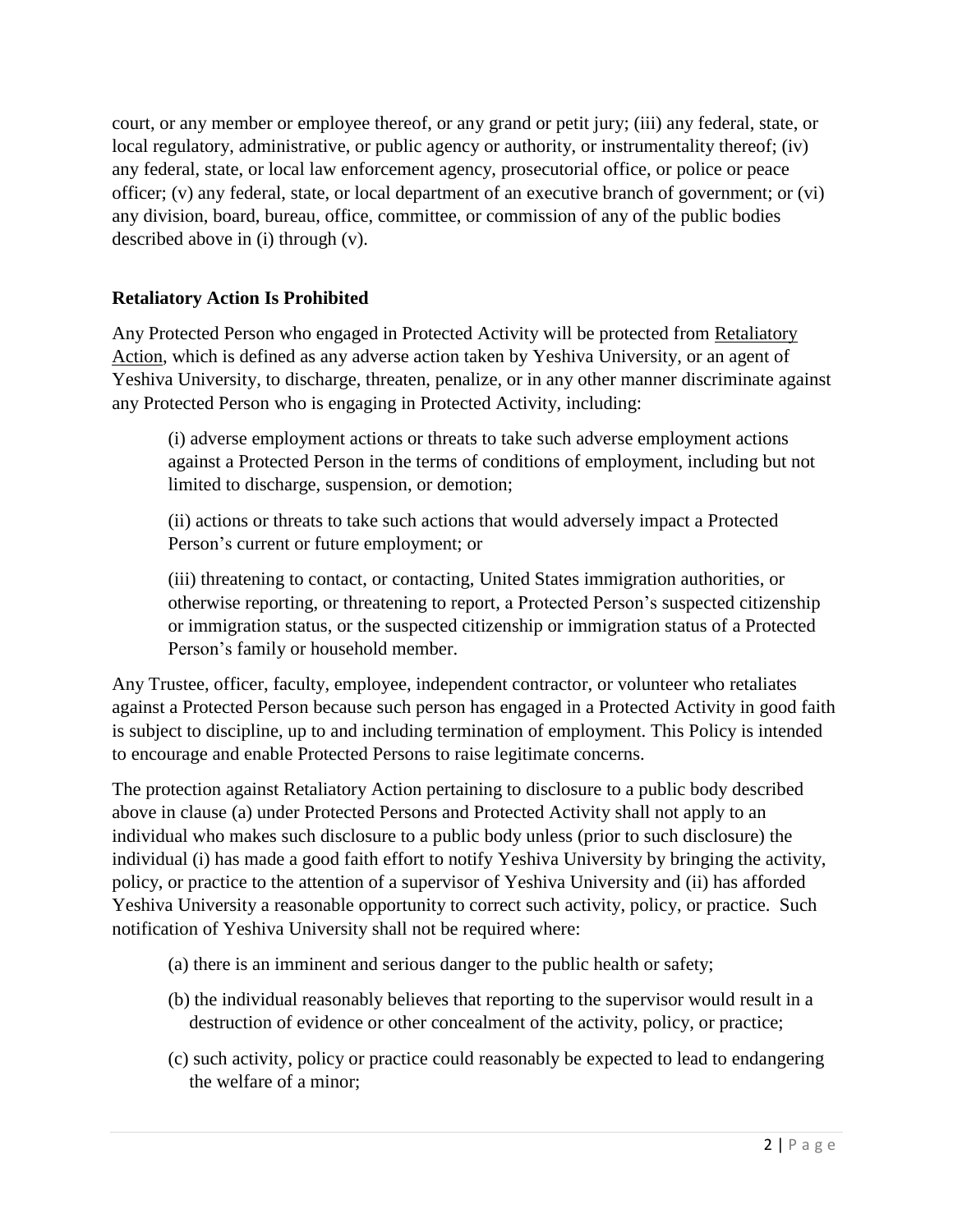court, or any member or employee thereof, or any grand or petit jury; (iii) any federal, state, or local regulatory, administrative, or public agency or authority, or instrumentality thereof; (iv) any federal, state, or local law enforcement agency, prosecutorial office, or police or peace officer; (v) any federal, state, or local department of an executive branch of government; or (vi) any division, board, bureau, office, committee, or commission of any of the public bodies described above in (i) through (v).

**Retaliatory Action Is Prohibited**

Any Protected Person who engaged in Protected Activity will be protected from Retaliatory Action, which is defined as any adverse action taken by Yeshiva University, or an agent of Yeshiva University, to discharge, threaten, penalize, or in any other manner discriminate against any Protected Person who is engaging in Protected Activity, including:

> (i) adverse employment actions or threats to take such adverse employment actions against a Protected Person in the terms of conditions of employment, including but not limited to discharge, suspension, or demotion;
>
> (ii) actions or threats to take such actions that would adversely impact a Protected Person's current or future employment; or
>
> (iii) threatening to contact, or contacting, United States immigration authorities, or otherwise reporting, or threatening to report, a Protected Person's suspected citizenship or immigration status, or the suspected citizenship or immigration status of a Protected Person's family or household member.

Any Trustee, officer, faculty, employee, independent contractor, or volunteer who retaliates against a Protected Person because such person has engaged in a Protected Activity in good faith is subject to discipline, up to and including termination of employment. This Policy is intended to encourage and enable Protected Persons to raise legitimate concerns.

The protection against Retaliatory Action pertaining to disclosure to a public body described above in clause (a) under Protected Persons and Protected Activity shall not apply to an individual who makes such disclosure to a public body unless (prior to such disclosure) the individual (i) has made a good faith effort to notify Yeshiva University by bringing the activity, policy, or practice to the attention of a supervisor of Yeshiva University and (ii) has afforded Yeshiva University a reasonable opportunity to correct such activity, policy, or practice. Such notification of Yeshiva University shall not be required where:

> (a) there is an imminent and serious danger to the public health or safety;
>
> (b) the individual reasonably believes that reporting to the supervisor would result in a destruction of evidence or other concealment of the activity, policy, or practice;
>
> (c) such activity, policy or practice could reasonably be expected to lead to endangering the welfare of a minor;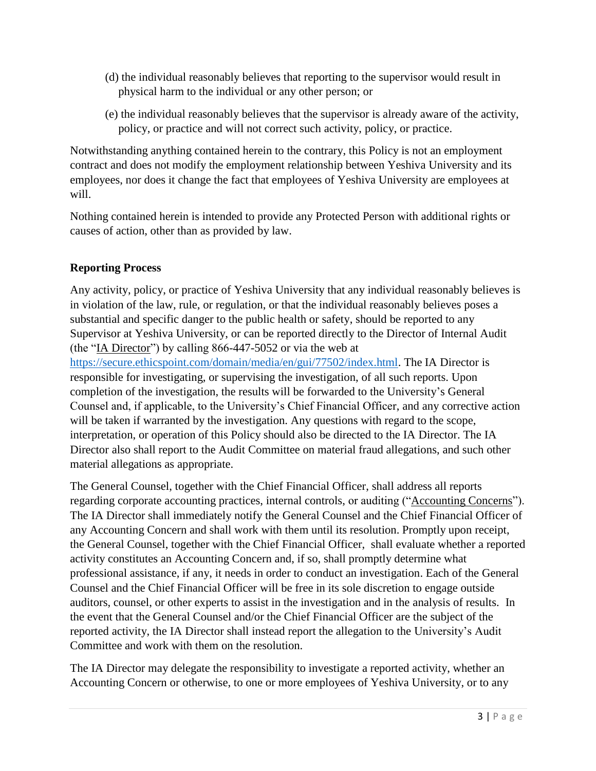(d) the individual reasonably believes that reporting to the supervisor would result in physical harm to the individual or any other person; or

(e) the individual reasonably believes that the supervisor is already aware of the activity, policy, or practice and will not correct such activity, policy, or practice.

Notwithstanding anything contained herein to the contrary, this Policy is not an employment contract and does not modify the employment relationship between Yeshiva University and its employees, nor does it change the fact that employees of Yeshiva University are employees at will.

Nothing contained herein is intended to provide any Protected Person with additional rights or causes of action, other than as provided by law.

**Reporting Process**

Any activity, policy, or practice of Yeshiva University that any individual reasonably believes is in violation of the law, rule, or regulation, or that the individual reasonably believes poses a substantial and specific danger to the public health or safety, should be reported to any Supervisor at Yeshiva University, or can be reported directly to the Director of Internal Audit (the "IA Director") by calling 866-447-5052 or via the web at https://secure.ethicspoint.com/domain/media/en/gui/77502/index.html. The IA Director is responsible for investigating, or supervising the investigation, of all such reports. Upon completion of the investigation, the results will be forwarded to the University's General Counsel and, if applicable, to the University's Chief Financial Officer, and any corrective action will be taken if warranted by the investigation. Any questions with regard to the scope, interpretation, or operation of this Policy should also be directed to the IA Director. The IA Director also shall report to the Audit Committee on material fraud allegations, and such other material allegations as appropriate.

The General Counsel, together with the Chief Financial Officer, shall address all reports regarding corporate accounting practices, internal controls, or auditing ("Accounting Concerns"). The IA Director shall immediately notify the General Counsel and the Chief Financial Officer of any Accounting Concern and shall work with them until its resolution. Promptly upon receipt, the General Counsel, together with the Chief Financial Officer, shall evaluate whether a reported activity constitutes an Accounting Concern and, if so, shall promptly determine what professional assistance, if any, it needs in order to conduct an investigation. Each of the General Counsel and the Chief Financial Officer will be free in its sole discretion to engage outside auditors, counsel, or other experts to assist in the investigation and in the analysis of results. In the event that the General Counsel and/or the Chief Financial Officer are the subject of the reported activity, the IA Director shall instead report the allegation to the University's Audit Committee and work with them on the resolution.

The IA Director may delegate the responsibility to investigate a reported activity, whether an Accounting Concern or otherwise, to one or more employees of Yeshiva University, or to any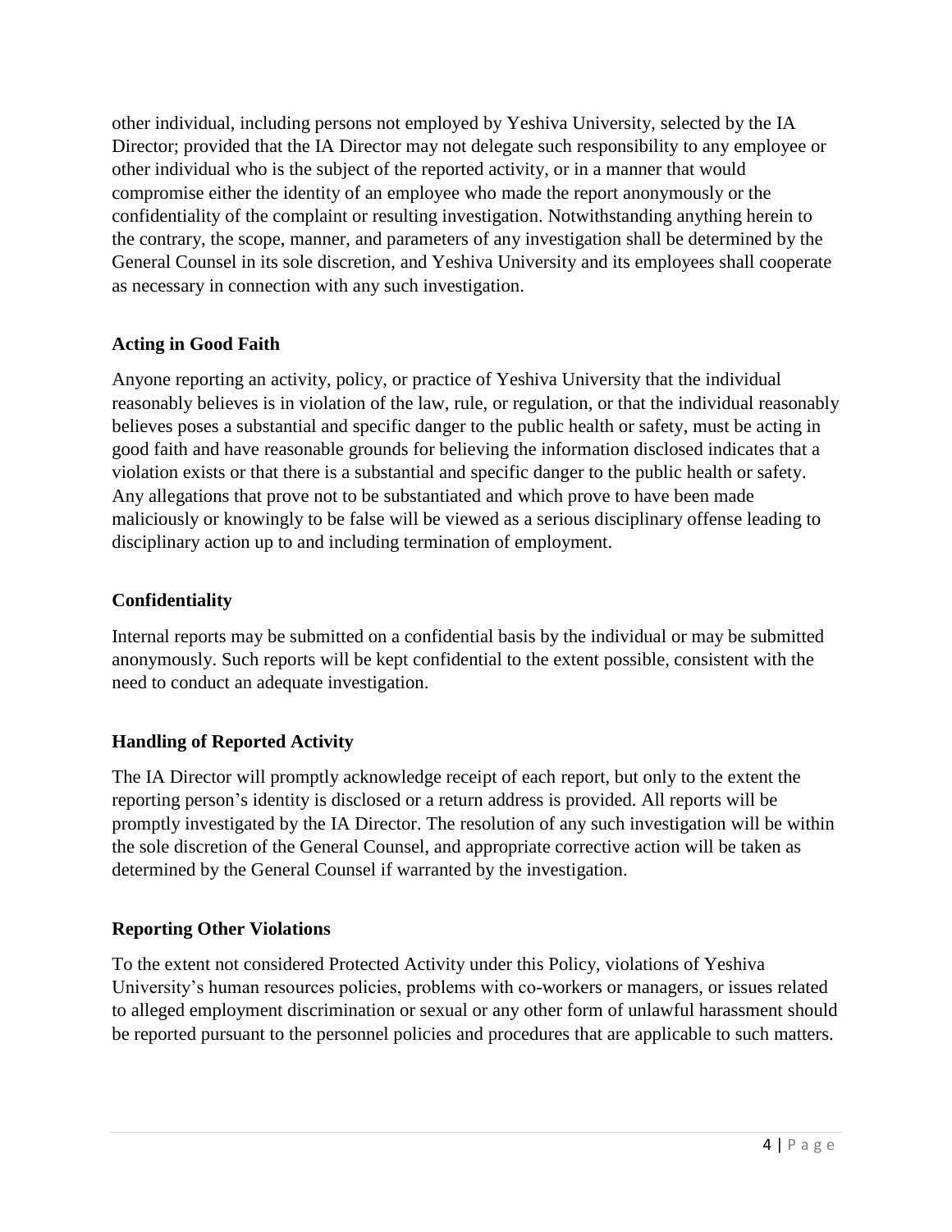other individual, including persons not employed by Yeshiva University, selected by the IA Director; provided that the IA Director may not delegate such responsibility to any employee or other individual who is the subject of the reported activity, or in a manner that would compromise either the identity of an employee who made the report anonymously or the confidentiality of the complaint or resulting investigation. Notwithstanding anything herein to the contrary, the scope, manner, and parameters of any investigation shall be determined by the General Counsel in its sole discretion, and Yeshiva University and its employees shall cooperate as necessary in connection with any such investigation.

### Acting in Good Faith

Anyone reporting an activity, policy, or practice of Yeshiva University that the individual reasonably believes is in violation of the law, rule, or regulation, or that the individual reasonably believes poses a substantial and specific danger to the public health or safety, must be acting in good faith and have reasonable grounds for believing the information disclosed indicates that a violation exists or that there is a substantial and specific danger to the public health or safety. Any allegations that prove not to be substantiated and which prove to have been made maliciously or knowingly to be false will be viewed as a serious disciplinary offense leading to disciplinary action up to and including termination of employment.

### Confidentiality

Internal reports may be submitted on a confidential basis by the individual or may be submitted anonymously. Such reports will be kept confidential to the extent possible, consistent with the need to conduct an adequate investigation.

### Handling of Reported Activity

The IA Director will promptly acknowledge receipt of each report, but only to the extent the reporting person's identity is disclosed or a return address is provided. All reports will be promptly investigated by the IA Director. The resolution of any such investigation will be within the sole discretion of the General Counsel, and appropriate corrective action will be taken as determined by the General Counsel if warranted by the investigation.

### Reporting Other Violations

To the extent not considered Protected Activity under this Policy, violations of Yeshiva University's human resources policies, problems with co-workers or managers, or issues related to alleged employment discrimination or sexual or any other form of unlawful harassment should be reported pursuant to the personnel policies and procedures that are applicable to such matters.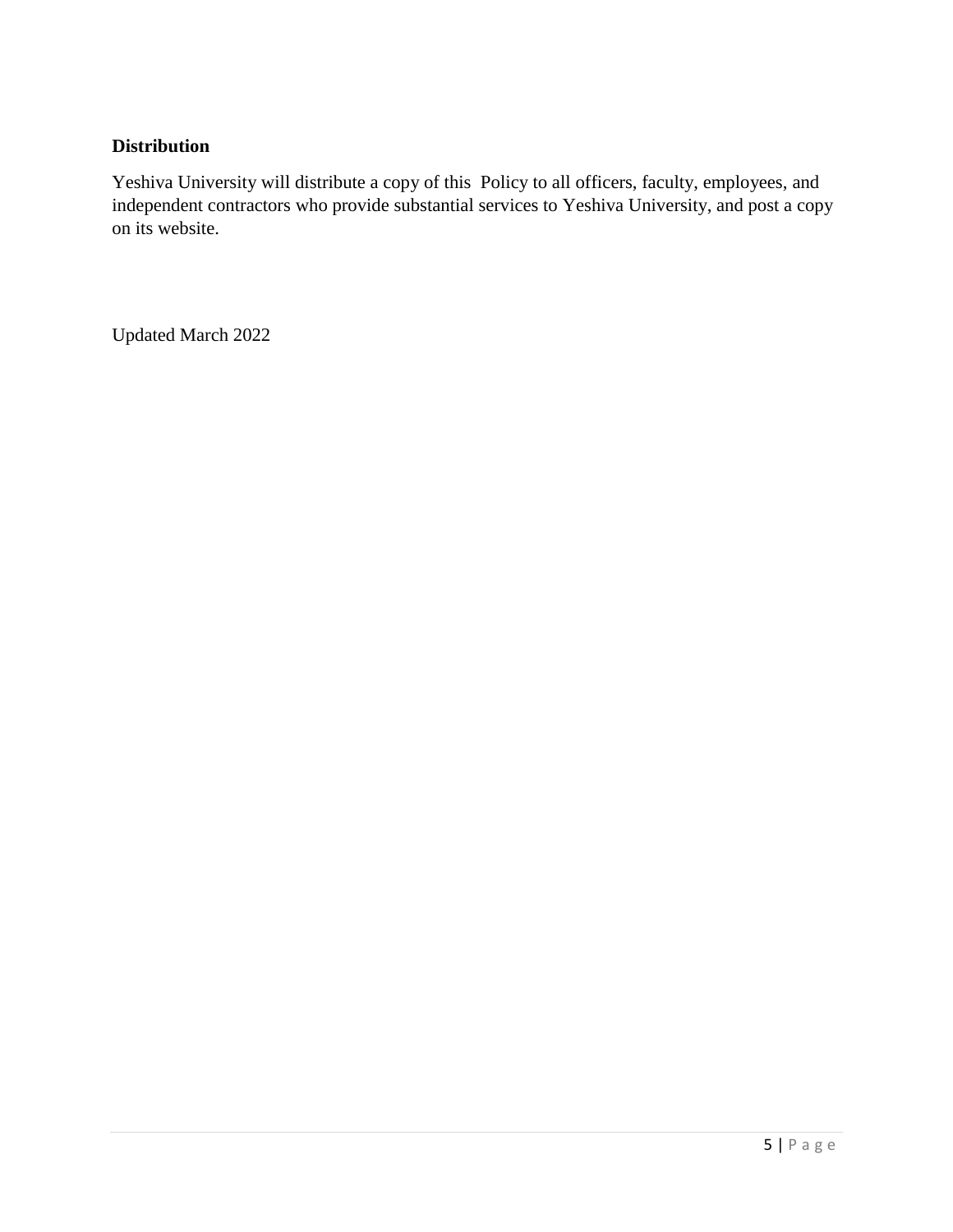**Distribution**

Yeshiva University will distribute a copy of this Policy to all officers, faculty, employees, and independent contractors who provide substantial services to Yeshiva University, and post a copy on its website.

Updated March 2022